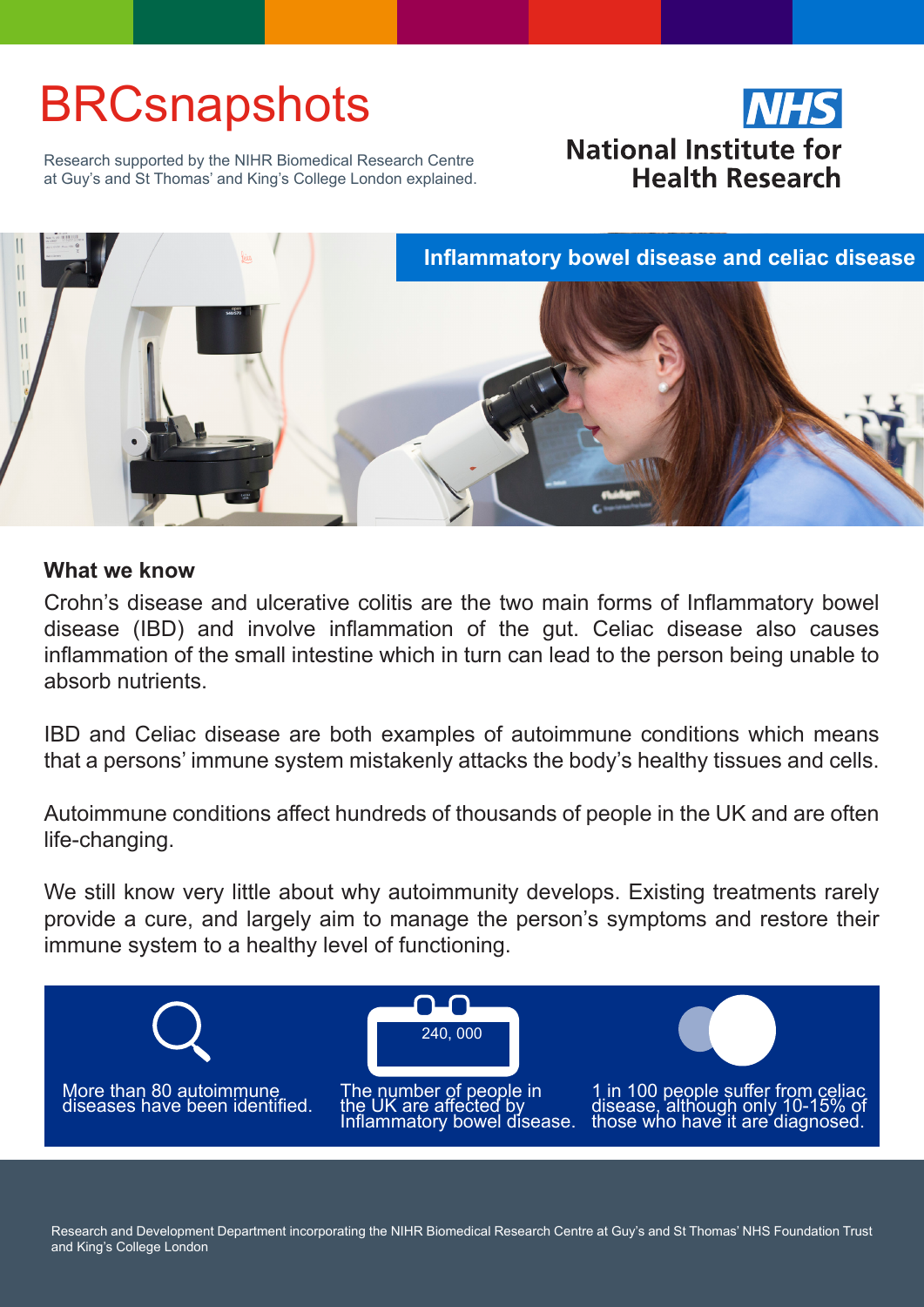# BRCsnapshots

Research supported by the NIHR Biomedical Research Centre at Guy's and St Thomas' and King's College London explained.

NHS
National Institute for Health Research

## Inflammatory bowel disease and celiac disease

### What we know

Crohn's disease and ulcerative colitis are the two main forms of Inflammatory bowel disease (IBD) and involve inflammation of the gut. Celiac disease also causes inflammation of the small intestine which in turn can lead to the person being unable to absorb nutrients.

IBD and Celiac disease are both examples of autoimmune conditions which means that a persons' immune system mistakenly attacks the body's healthy tissues and cells.

Autoimmune conditions affect hundreds of thousands of people in the UK and are often life-changing.

We still know very little about why autoimmunity develops. Existing treatments rarely provide a cure, and largely aim to manage the person's symptoms and restore their immune system to a healthy level of functioning.

More than 80 autoimmune diseases have been identified.

240, 000

The number of people in the UK are affected by Inflammatory bowel disease.

1 in 100 people suffer from celiac disease, although only 10-15% of those who have it are diagnosed.

Research and Development Department incorporating the NIHR Biomedical Research Centre at Guy's and St Thomas' NHS Foundation Trust and King's College London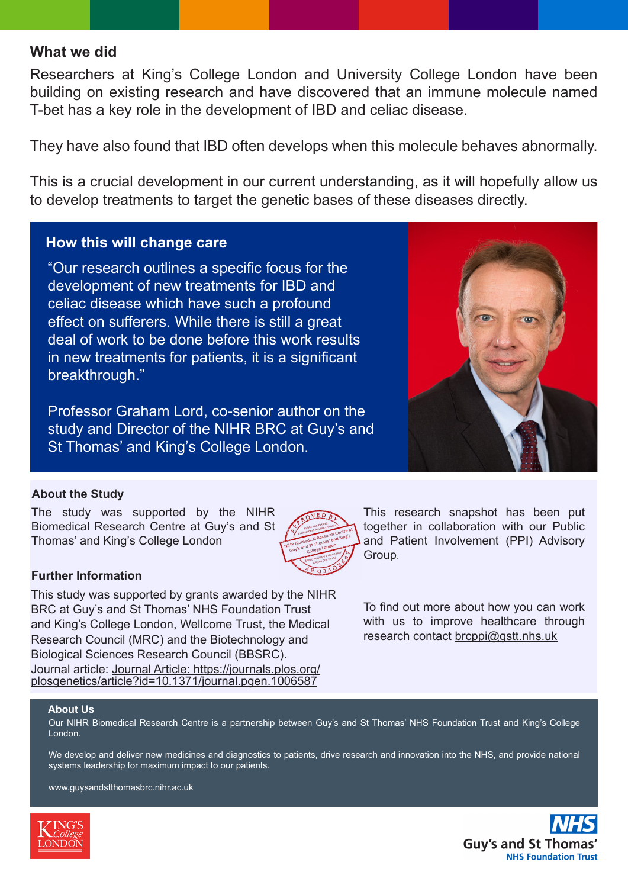## What we did

Researchers at King's College London and University College London have been building on existing research and have discovered that an immune molecule named T-bet has a key role in the development of IBD and celiac disease.

They have also found that IBD often develops when this molecule behaves abnormally.

This is a crucial development in our current understanding, as it will hopefully allow us to develop treatments to target the genetic bases of these diseases directly.

### How this will change care

"Our research outlines a specific focus for the development of new treatments for IBD and celiac disease which have such a profound effect on sufferers. While there is still a great deal of work to be done before this work results in new treatments for patients, it is a significant breakthrough."

Professor Graham Lord, co-senior author on the study and Director of the NIHR BRC at Guy's and St Thomas' and King's College London.

### About the Study

The study was supported by the NIHR Biomedical Research Centre at Guy's and St Thomas' and King's College London

APPROVED BY Public and Patient Involvement Advisory Group NIHR Biomedical Research Centre at Guy's and St Thomas' and King's College London

This research snapshot has been put together in collaboration with our Public and Patient Involvement (PPI) Advisory Group.

### Further Information

This study was supported by grants awarded by the NIHR BRC at Guy's and St Thomas' NHS Foundation Trust and King's College London, Wellcome Trust, the Medical Research Council (MRC) and the Biotechnology and Biological Sciences Research Council (BBSRC).
Journal article: Journal Article: https://journals.plos.org/plosgenetics/article?id=10.1371/journal.pgen.1006587

To find out more about how you can work with us to improve healthcare through research contact brcppi@gstt.nhs.uk

### About Us

Our NIHR Biomedical Research Centre is a partnership between Guy's and St Thomas' NHS Foundation Trust and King's College London.

We develop and deliver new medicines and diagnostics to patients, drive research and innovation into the NHS, and provide national systems leadership for maximum impact to our patients.

www.guysandstthomasbrc.nihr.ac.uk

KING'S College LONDON

NHS Guy's and St Thomas' NHS Foundation Trust